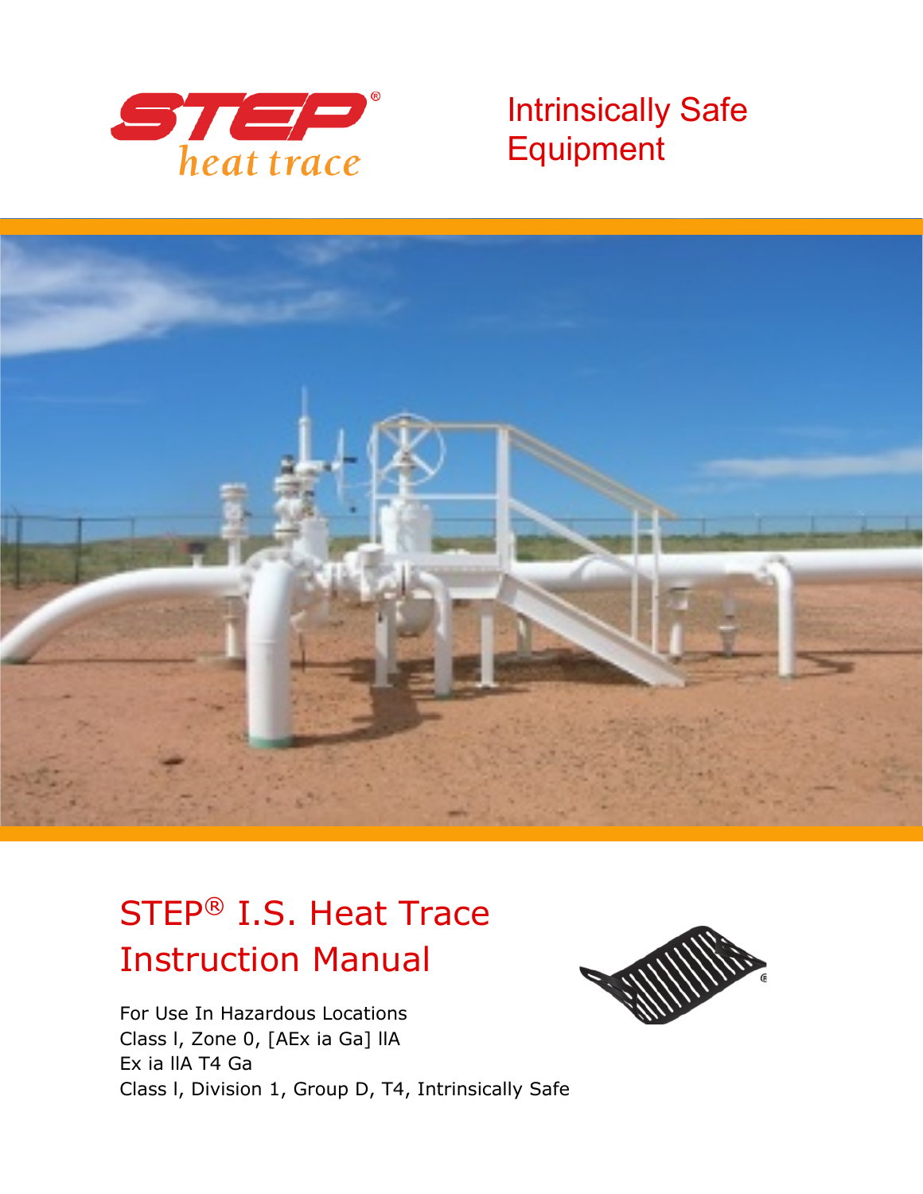STEP® heat trace

Intrinsically Safe Equipment

# STEP® I.S. Heat Trace Instruction Manual

For Use In Hazardous Locations
Class I, Zone 0, [AEx ia Ga] IIA
Ex ia IIA T4 Ga
Class I, Division 1, Group D, T4, Intrinsically Safe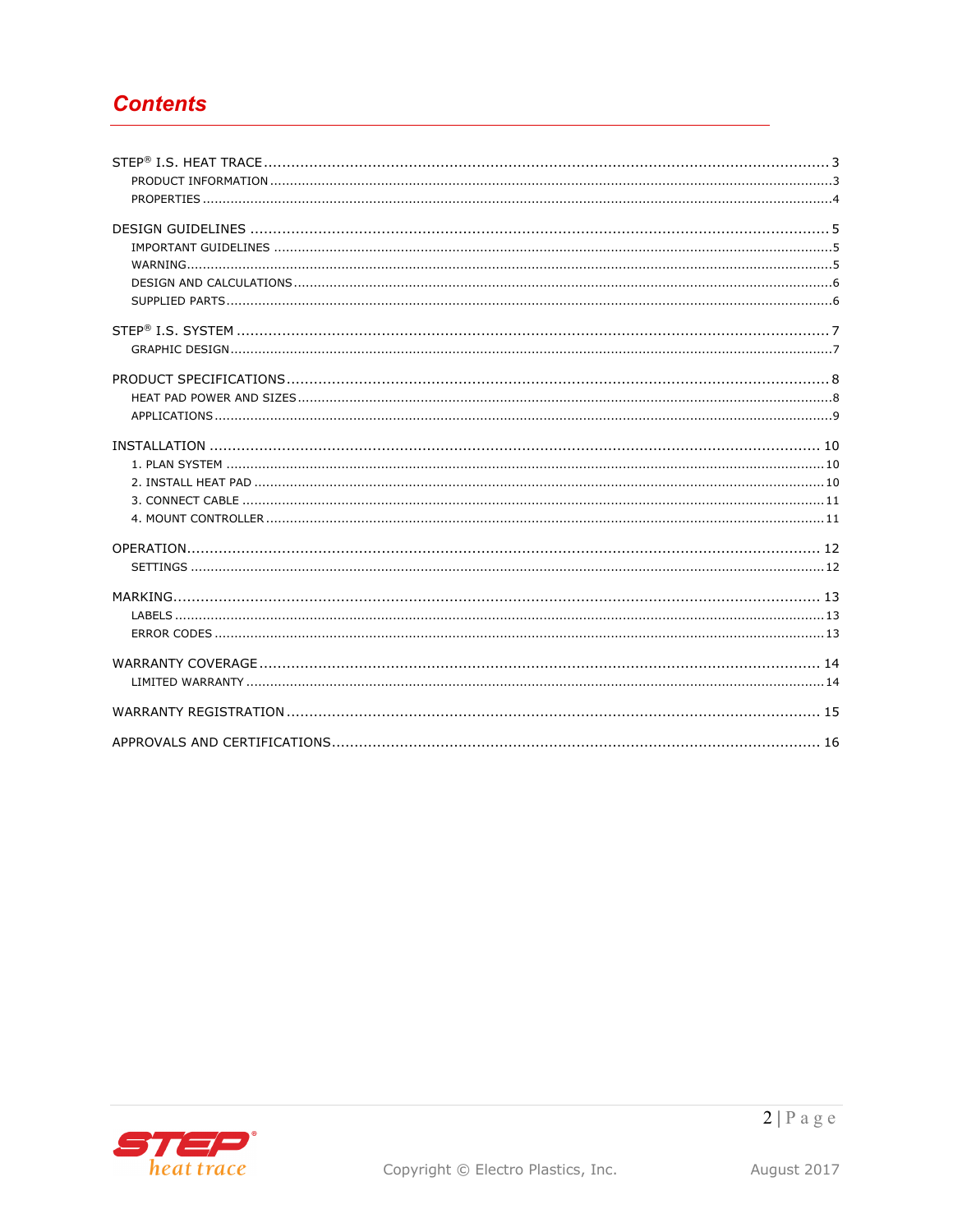# Contents

STEP® I.S. HEAT TRACE ........................................................ 3
- PRODUCT INFORMATION ........................................................ 3
- PROPERTIES ........................................................ 4

DESIGN GUIDELINES ........................................................ 5
- IMPORTANT GUIDELINES ........................................................ 5
- WARNING ........................................................ 5
- DESIGN AND CALCULATIONS ........................................................ 6
- SUPPLIED PARTS ........................................................ 6

STEP® I.S. SYSTEM ........................................................ 7
- GRAPHIC DESIGN ........................................................ 7

PRODUCT SPECIFICATIONS ........................................................ 8
- HEAT PAD POWER AND SIZES ........................................................ 8
- APPLICATIONS ........................................................ 9

INSTALLATION ........................................................ 10
- 1. PLAN SYSTEM ........................................................ 10
- 2. INSTALL HEAT PAD ........................................................ 10
- 3. CONNECT CABLE ........................................................ 11
- 4. MOUNT CONTROLLER ........................................................ 11

OPERATION ........................................................ 12
- SETTINGS ........................................................ 12

MARKING ........................................................ 13
- LABELS ........................................................ 13
- ERROR CODES ........................................................ 13

WARRANTY COVERAGE ........................................................ 14
- LIMITED WARRANTY ........................................................ 14

WARRANTY REGISTRATION ........................................................ 15

APPROVALS AND CERTIFICATIONS ........................................................ 16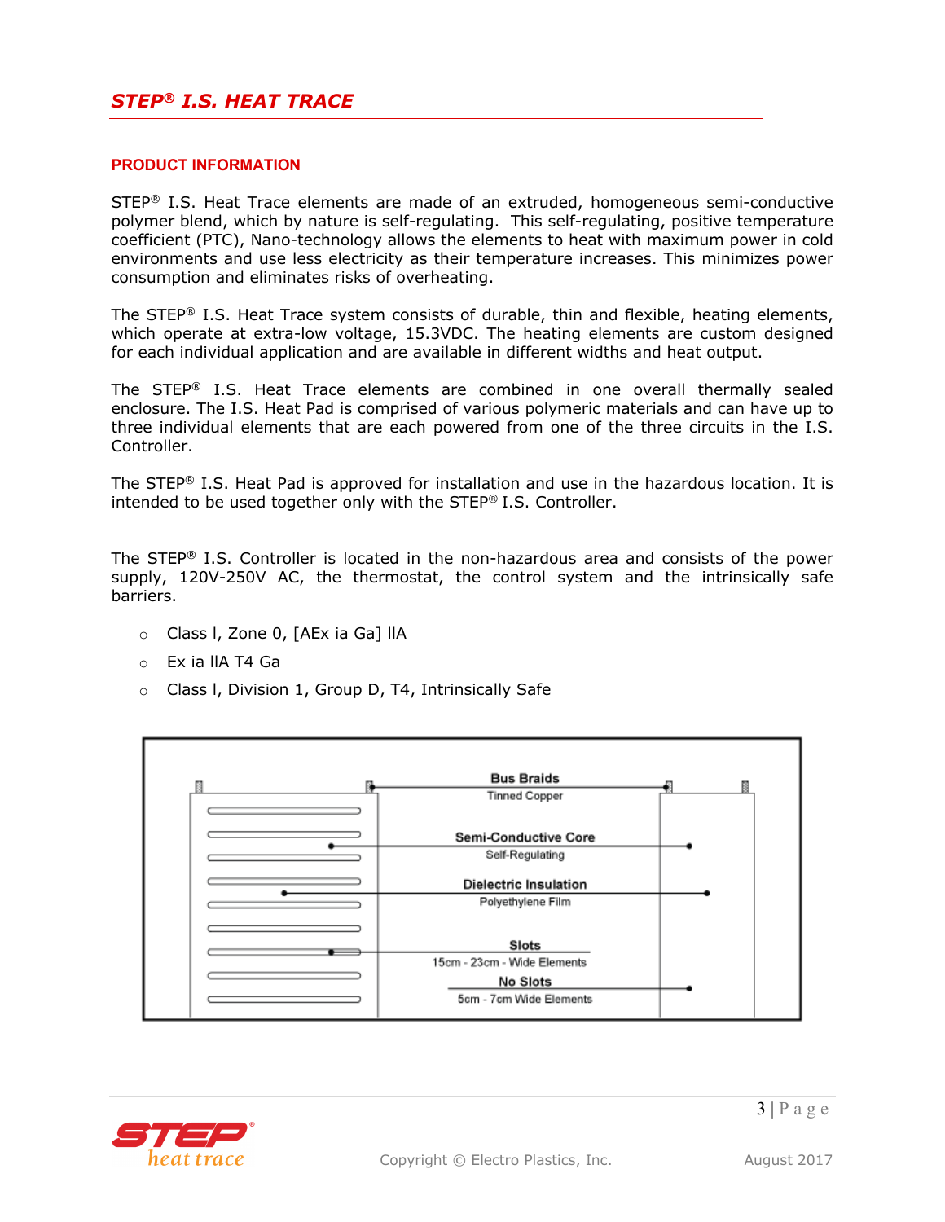## STEP® I.S. HEAT TRACE

### PRODUCT INFORMATION

STEP® I.S. Heat Trace elements are made of an extruded, homogeneous semi-conductive polymer blend, which by nature is self-regulating. This self-regulating, positive temperature coefficient (PTC), Nano-technology allows the elements to heat with maximum power in cold environments and use less electricity as their temperature increases. This minimizes power consumption and eliminates risks of overheating.

The STEP® I.S. Heat Trace system consists of durable, thin and flexible, heating elements, which operate at extra-low voltage, 15.3VDC. The heating elements are custom designed for each individual application and are available in different widths and heat output.

The STEP® I.S. Heat Trace elements are combined in one overall thermally sealed enclosure. The I.S. Heat Pad is comprised of various polymeric materials and can have up to three individual elements that are each powered from one of the three circuits in the I.S. Controller.

The STEP® I.S. Heat Pad is approved for installation and use in the hazardous location. It is intended to be used together only with the STEP® I.S. Controller.

The STEP® I.S. Controller is located in the non-hazardous area and consists of the power supply, 120V-250V AC, the thermostat, the control system and the intrinsically safe barriers.

- Class I, Zone 0, [AEx ia Ga] IIA
- Ex ia IIA T4 Ga
- Class I, Division 1, Group D, T4, Intrinsically Safe

**Bus Braids**
Tinned Copper

**Semi-Conductive Core**
Self-Regulating

**Dielectric Insulation**
Polyethylene Film

**Slots**
15cm - 23cm - Wide Elements

**No Slots**
5cm - 7cm Wide Elements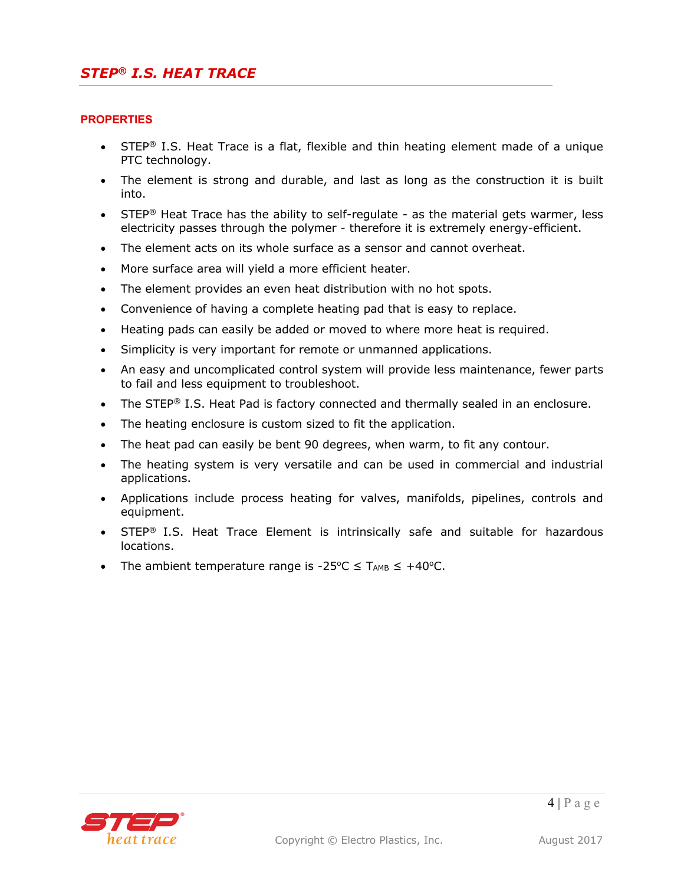## PROPERTIES

- STEP® I.S. Heat Trace is a flat, flexible and thin heating element made of a unique PTC technology.
- The element is strong and durable, and last as long as the construction it is built into.
- STEP® Heat Trace has the ability to self-regulate - as the material gets warmer, less electricity passes through the polymer - therefore it is extremely energy-efficient.
- The element acts on its whole surface as a sensor and cannot overheat.
- More surface area will yield a more efficient heater.
- The element provides an even heat distribution with no hot spots.
- Convenience of having a complete heating pad that is easy to replace.
- Heating pads can easily be added or moved to where more heat is required.
- Simplicity is very important for remote or unmanned applications.
- An easy and uncomplicated control system will provide less maintenance, fewer parts to fail and less equipment to troubleshoot.
- The STEP® I.S. Heat Pad is factory connected and thermally sealed in an enclosure.
- The heating enclosure is custom sized to fit the application.
- The heat pad can easily be bent 90 degrees, when warm, to fit any contour.
- The heating system is very versatile and can be used in commercial and industrial applications.
- Applications include process heating for valves, manifolds, pipelines, controls and equipment.
- STEP® I.S. Heat Trace Element is intrinsically safe and suitable for hazardous locations.
- The ambient temperature range is $-25^{o}C \leq T_{AMB} \leq +40^{o}C$.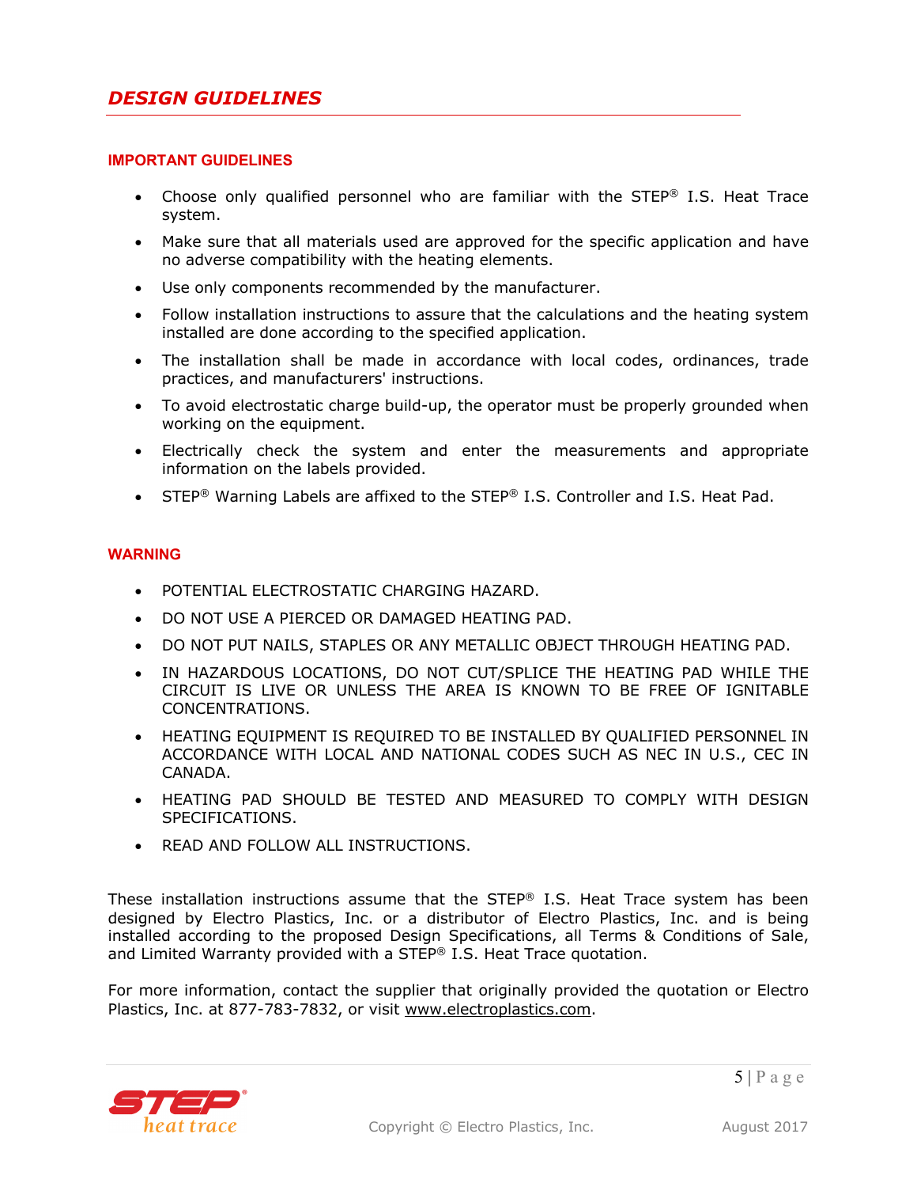# DESIGN GUIDELINES

## IMPORTANT GUIDELINES

- Choose only qualified personnel who are familiar with the STEP® I.S. Heat Trace system.
- Make sure that all materials used are approved for the specific application and have no adverse compatibility with the heating elements.
- Use only components recommended by the manufacturer.
- Follow installation instructions to assure that the calculations and the heating system installed are done according to the specified application.
- The installation shall be made in accordance with local codes, ordinances, trade practices, and manufacturers' instructions.
- To avoid electrostatic charge build-up, the operator must be properly grounded when working on the equipment.
- Electrically check the system and enter the measurements and appropriate information on the labels provided.
- STEP® Warning Labels are affixed to the STEP® I.S. Controller and I.S. Heat Pad.

## WARNING

- POTENTIAL ELECTROSTATIC CHARGING HAZARD.
- DO NOT USE A PIERCED OR DAMAGED HEATING PAD.
- DO NOT PUT NAILS, STAPLES OR ANY METALLIC OBJECT THROUGH HEATING PAD.
- IN HAZARDOUS LOCATIONS, DO NOT CUT/SPLICE THE HEATING PAD WHILE THE CIRCUIT IS LIVE OR UNLESS THE AREA IS KNOWN TO BE FREE OF IGNITABLE CONCENTRATIONS.
- HEATING EQUIPMENT IS REQUIRED TO BE INSTALLED BY QUALIFIED PERSONNEL IN ACCORDANCE WITH LOCAL AND NATIONAL CODES SUCH AS NEC IN U.S., CEC IN CANADA.
- HEATING PAD SHOULD BE TESTED AND MEASURED TO COMPLY WITH DESIGN SPECIFICATIONS.
- READ AND FOLLOW ALL INSTRUCTIONS.

These installation instructions assume that the STEP® I.S. Heat Trace system has been designed by Electro Plastics, Inc. or a distributor of Electro Plastics, Inc. and is being installed according to the proposed Design Specifications, all Terms & Conditions of Sale, and Limited Warranty provided with a STEP® I.S. Heat Trace quotation.

For more information, contact the supplier that originally provided the quotation or Electro Plastics, Inc. at 877-783-7832, or visit www.electroplastics.com.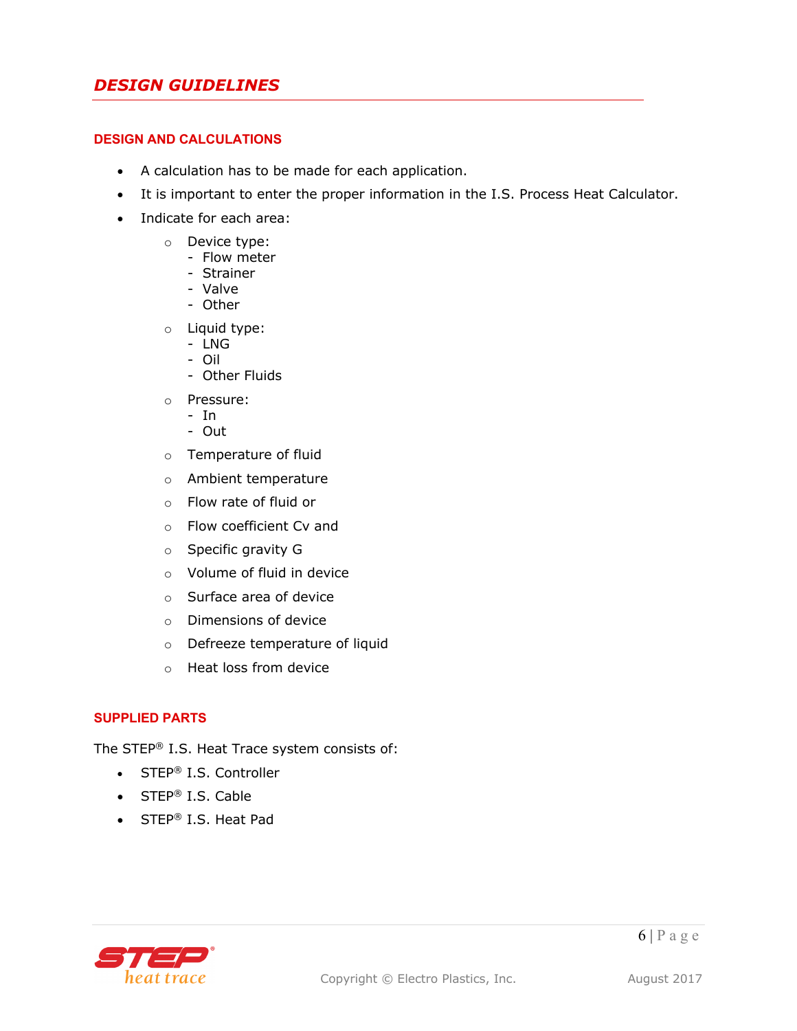# DESIGN GUIDELINES

## DESIGN AND CALCULATIONS

- A calculation has to be made for each application.
- It is important to enter the proper information in the I.S. Process Heat Calculator.
- Indicate for each area:
  - Device type:
    - Flow meter
    - Strainer
    - Valve
    - Other
  - Liquid type:
    - LNG
    - Oil
    - Other Fluids
  - Pressure:
    - In
    - Out
  - Temperature of fluid
  - Ambient temperature
  - Flow rate of fluid or
  - Flow coefficient Cv and
  - Specific gravity G
  - Volume of fluid in device
  - Surface area of device
  - Dimensions of device
  - Defreeze temperature of liquid
  - Heat loss from device

## SUPPLIED PARTS

The STEP® I.S. Heat Trace system consists of:

- STEP® I.S. Controller
- STEP® I.S. Cable
- STEP® I.S. Heat Pad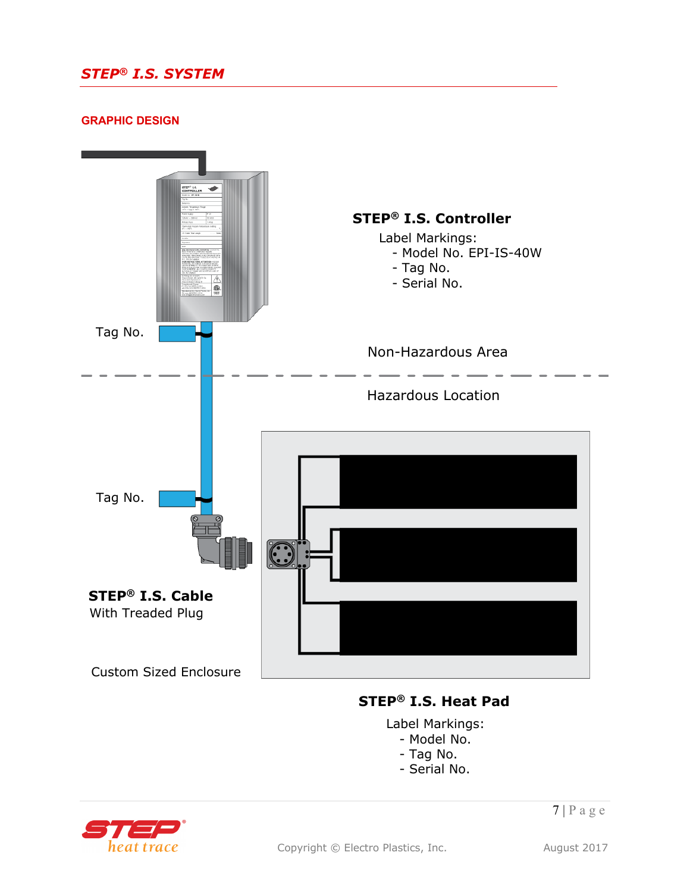## GRAPHIC DESIGN

Tag No.

**STEP® I.S. Controller**

Label Markings:
- Model No. EPI-IS-40W
- Tag No.
- Serial No.

Non-Hazardous Area

Hazardous Location

Tag No.

**STEP® I.S. Cable**
With Treaded Plug

Custom Sized Enclosure

**STEP® I.S. Heat Pad**

Label Markings:
- Model No.
- Tag No.
- Serial No.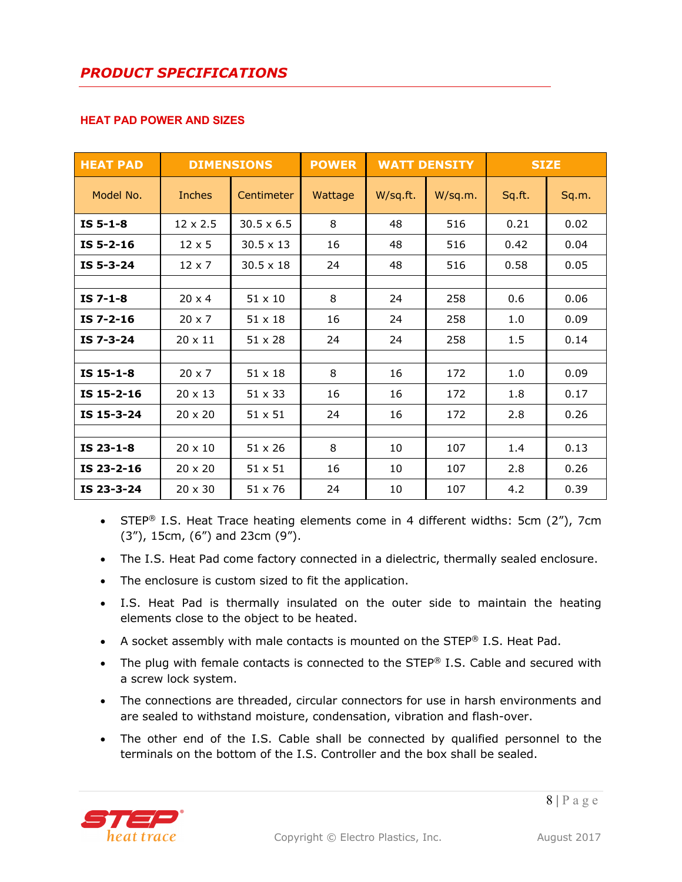## PRODUCT SPECIFICATIONS

### HEAT PAD POWER AND SIZES

| HEAT PAD | DIMENSIONS | | POWER | WATT DENSITY | | SIZE | |
|---|---|---|---|---|---|---|---|
| Model No. | Inches | Centimeter | Wattage | W/sq.ft. | W/sq.m. | Sq.ft. | Sq.m. |
| **IS 5-1-8** | 12 x 2.5 | 30.5 x 6.5 | 8 | 48 | 516 | 0.21 | 0.02 |
| **IS 5-2-16** | 12 x 5 | 30.5 x 13 | 16 | 48 | 516 | 0.42 | 0.04 |
| **IS 5-3-24** | 12 x 7 | 30.5 x 18 | 24 | 48 | 516 | 0.58 | 0.05 |
| | | | | | | | |
| **IS 7-1-8** | 20 x 4 | 51 x 10 | 8 | 24 | 258 | 0.6 | 0.06 |
| **IS 7-2-16** | 20 x 7 | 51 x 18 | 16 | 24 | 258 | 1.0 | 0.09 |
| **IS 7-3-24** | 20 x 11 | 51 x 28 | 24 | 24 | 258 | 1.5 | 0.14 |
| | | | | | | | |
| **IS 15-1-8** | 20 x 7 | 51 x 18 | 8 | 16 | 172 | 1.0 | 0.09 |
| **IS 15-2-16** | 20 x 13 | 51 x 33 | 16 | 16 | 172 | 1.8 | 0.17 |
| **IS 15-3-24** | 20 x 20 | 51 x 51 | 24 | 16 | 172 | 2.8 | 0.26 |
| | | | | | | | |
| **IS 23-1-8** | 20 x 10 | 51 x 26 | 8 | 10 | 107 | 1.4 | 0.13 |
| **IS 23-2-16** | 20 x 20 | 51 x 51 | 16 | 10 | 107 | 2.8 | 0.26 |
| **IS 23-3-24** | 20 x 30 | 51 x 76 | 24 | 10 | 107 | 4.2 | 0.39 |

- STEP® I.S. Heat Trace heating elements come in 4 different widths: 5cm (2”), 7cm (3”), 15cm, (6”) and 23cm (9”).
- The I.S. Heat Pad come factory connected in a dielectric, thermally sealed enclosure.
- The enclosure is custom sized to fit the application.
- I.S. Heat Pad is thermally insulated on the outer side to maintain the heating elements close to the object to be heated.
- A socket assembly with male contacts is mounted on the STEP® I.S. Heat Pad.
- The plug with female contacts is connected to the STEP® I.S. Cable and secured with a screw lock system.
- The connections are threaded, circular connectors for use in harsh environments and are sealed to withstand moisture, condensation, vibration and flash-over.
- The other end of the I.S. Cable shall be connected by qualified personnel to the terminals on the bottom of the I.S. Controller and the box shall be sealed.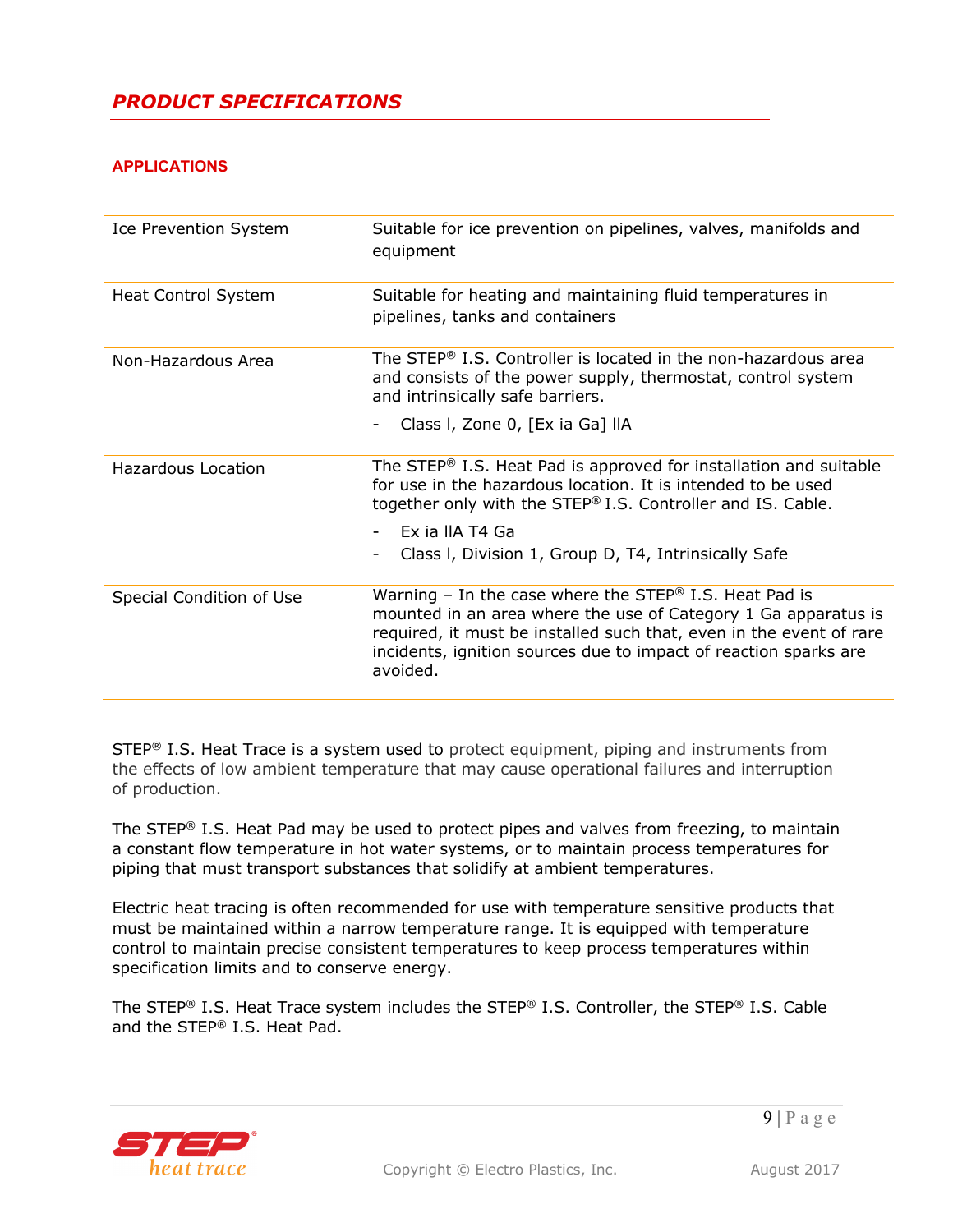## *PRODUCT SPECIFICATIONS*

### APPLICATIONS

| | |
|---|---|
| Ice Prevention System | Suitable for ice prevention on pipelines, valves, manifolds and equipment |
| Heat Control System | Suitable for heating and maintaining fluid temperatures in pipelines, tanks and containers |
| Non-Hazardous Area | The STEP® I.S. Controller is located in the non-hazardous area and consists of the power supply, thermostat, control system and intrinsically safe barriers.<br>- Class I, Zone 0, [Ex ia Ga] IIA |
| Hazardous Location | The STEP® I.S. Heat Pad is approved for installation and suitable for use in the hazardous location. It is intended to be used together only with the STEP® I.S. Controller and IS. Cable.<br>- Ex ia IIA T4 Ga<br>- Class I, Division 1, Group D, T4, Intrinsically Safe |
| Special Condition of Use | Warning – In the case where the STEP® I.S. Heat Pad is mounted in an area where the use of Category 1 Ga apparatus is required, it must be installed such that, even in the event of rare incidents, ignition sources due to impact of reaction sparks are avoided. |

STEP® I.S. Heat Trace is a system used to protect equipment, piping and instruments from the effects of low ambient temperature that may cause operational failures and interruption of production.

The STEP® I.S. Heat Pad may be used to protect pipes and valves from freezing, to maintain a constant flow temperature in hot water systems, or to maintain process temperatures for piping that must transport substances that solidify at ambient temperatures.

Electric heat tracing is often recommended for use with temperature sensitive products that must be maintained within a narrow temperature range. It is equipped with temperature control to maintain precise consistent temperatures to keep process temperatures within specification limits and to conserve energy.

The STEP® I.S. Heat Trace system includes the STEP® I.S. Controller, the STEP® I.S. Cable and the STEP® I.S. Heat Pad.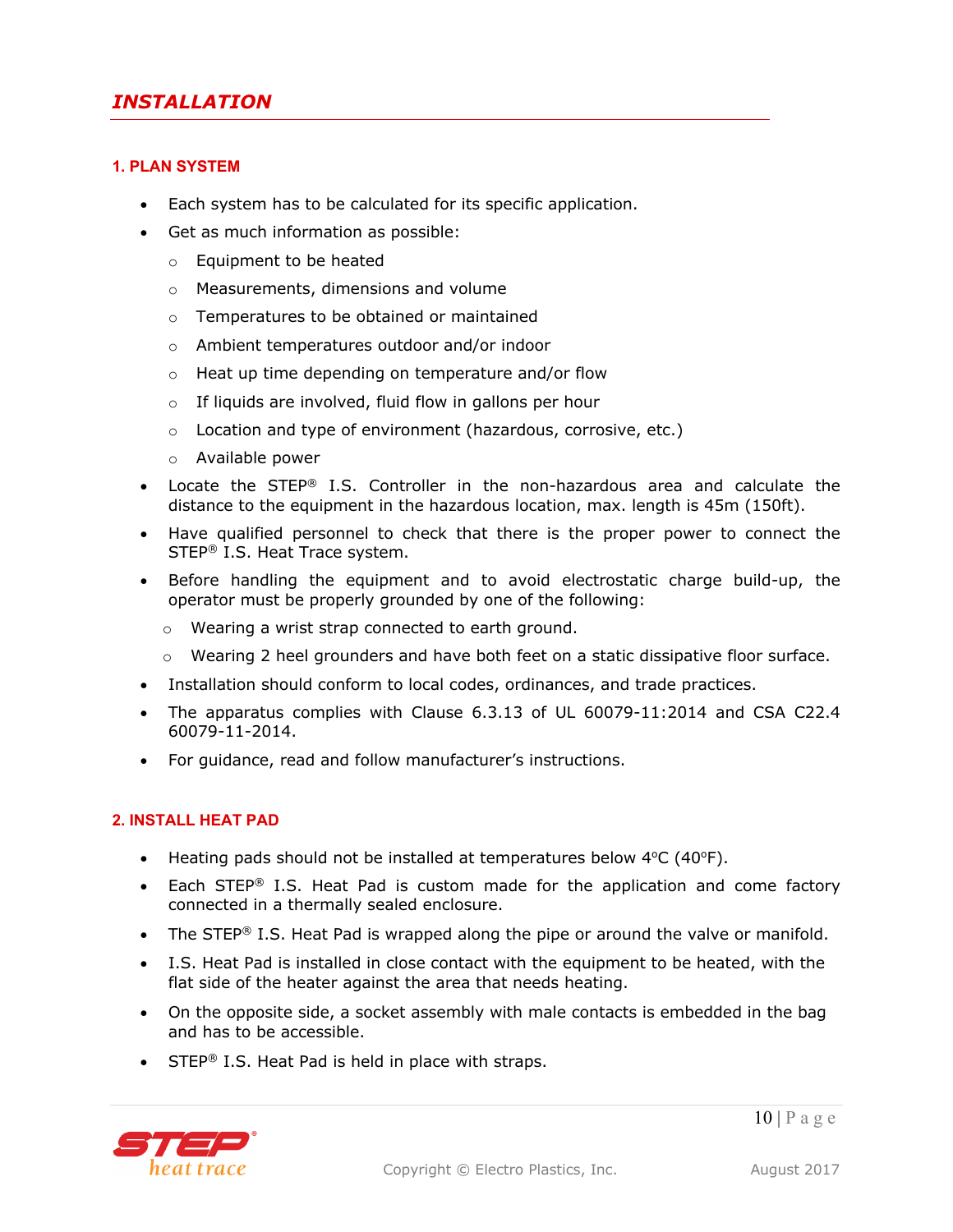## *INSTALLATION*

### 1. PLAN SYSTEM

- Each system has to be calculated for its specific application.
- Get as much information as possible:
  - Equipment to be heated
  - Measurements, dimensions and volume
  - Temperatures to be obtained or maintained
  - Ambient temperatures outdoor and/or indoor
  - Heat up time depending on temperature and/or flow
  - If liquids are involved, fluid flow in gallons per hour
  - Location and type of environment (hazardous, corrosive, etc.)
  - Available power
- Locate the STEP® I.S. Controller in the non-hazardous area and calculate the distance to the equipment in the hazardous location, max. length is 45m (150ft).
- Have qualified personnel to check that there is the proper power to connect the STEP® I.S. Heat Trace system.
- Before handling the equipment and to avoid electrostatic charge build-up, the operator must be properly grounded by one of the following:
  - Wearing a wrist strap connected to earth ground.
  - Wearing 2 heel grounders and have both feet on a static dissipative floor surface.
- Installation should conform to local codes, ordinances, and trade practices.
- The apparatus complies with Clause 6.3.13 of UL 60079-11:2014 and CSA C22.4 60079-11-2014.
- For guidance, read and follow manufacturer's instructions.

### 2. INSTALL HEAT PAD

- Heating pads should not be installed at temperatures below 4°C (40°F).
- Each STEP® I.S. Heat Pad is custom made for the application and come factory connected in a thermally sealed enclosure.
- The STEP® I.S. Heat Pad is wrapped along the pipe or around the valve or manifold.
- I.S. Heat Pad is installed in close contact with the equipment to be heated, with the flat side of the heater against the area that needs heating.
- On the opposite side, a socket assembly with male contacts is embedded in the bag and has to be accessible.
- STEP® I.S. Heat Pad is held in place with straps.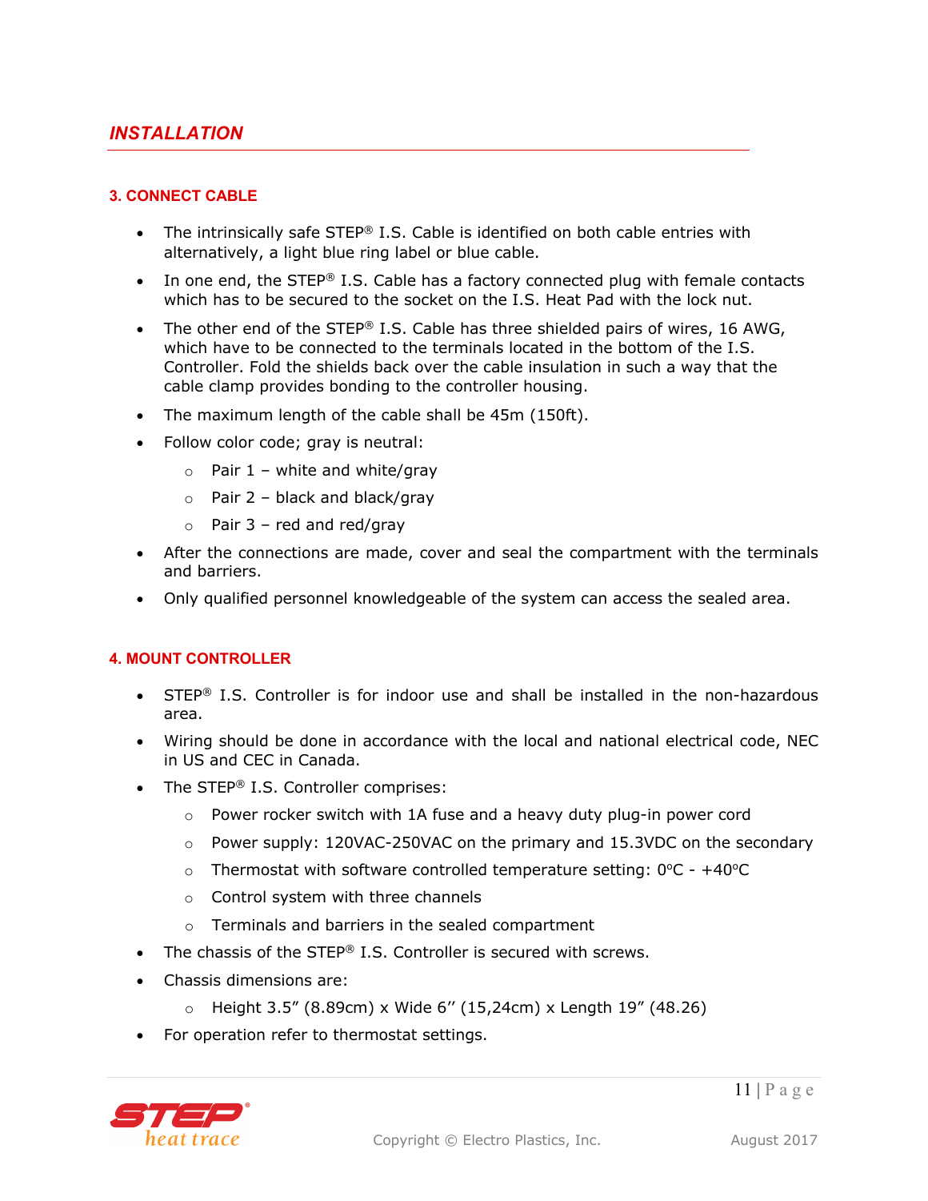## INSTALLATION

### 3. CONNECT CABLE

- The intrinsically safe STEP® I.S. Cable is identified on both cable entries with alternatively, a light blue ring label or blue cable.
- In one end, the STEP® I.S. Cable has a factory connected plug with female contacts which has to be secured to the socket on the I.S. Heat Pad with the lock nut.
- The other end of the STEP® I.S. Cable has three shielded pairs of wires, 16 AWG, which have to be connected to the terminals located in the bottom of the I.S. Controller. Fold the shields back over the cable insulation in such a way that the cable clamp provides bonding to the controller housing.
- The maximum length of the cable shall be 45m (150ft).
- Follow color code; gray is neutral:
  - Pair 1 – white and white/gray
  - Pair 2 – black and black/gray
  - Pair 3 – red and red/gray
- After the connections are made, cover and seal the compartment with the terminals and barriers.
- Only qualified personnel knowledgeable of the system can access the sealed area.

### 4. MOUNT CONTROLLER

- STEP® I.S. Controller is for indoor use and shall be installed in the non-hazardous area.
- Wiring should be done in accordance with the local and national electrical code, NEC in US and CEC in Canada.
- The STEP® I.S. Controller comprises:
  - Power rocker switch with 1A fuse and a heavy duty plug-in power cord
  - Power supply: 120VAC-250VAC on the primary and 15.3VDC on the secondary
  - Thermostat with software controlled temperature setting: 0°C - +40°C
  - Control system with three channels
  - Terminals and barriers in the sealed compartment
- The chassis of the STEP® I.S. Controller is secured with screws.
- Chassis dimensions are:
  - Height 3.5" (8.89cm) x Wide 6'' (15,24cm) x Length 19" (48.26)
- For operation refer to thermostat settings.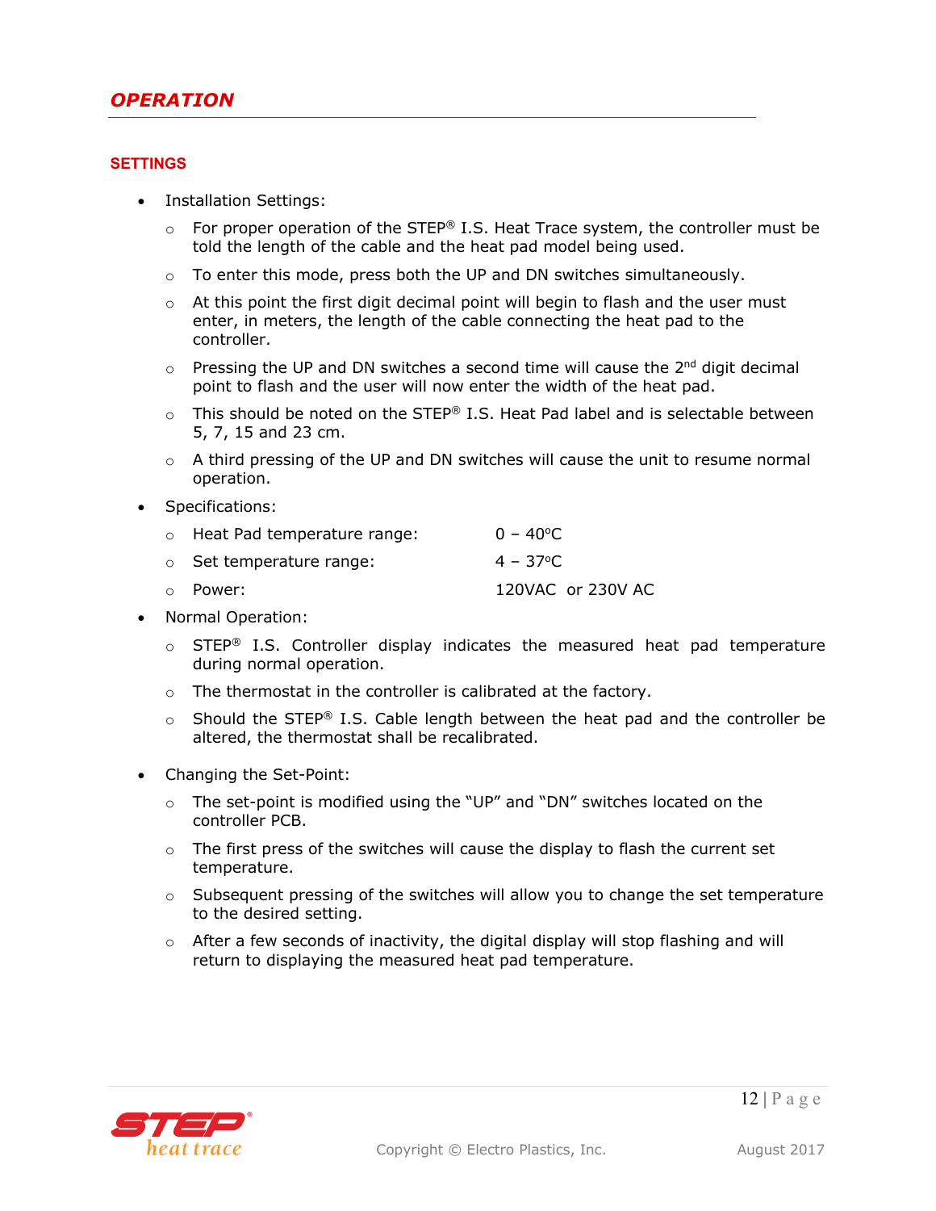## OPERATION

### SETTINGS

- Installation Settings:
  - For proper operation of the STEP® I.S. Heat Trace system, the controller must be told the length of the cable and the heat pad model being used.
  - To enter this mode, press both the UP and DN switches simultaneously.
  - At this point the first digit decimal point will begin to flash and the user must enter, in meters, the length of the cable connecting the heat pad to the controller.
  - Pressing the UP and DN switches a second time will cause the 2nd digit decimal point to flash and the user will now enter the width of the heat pad.
  - This should be noted on the STEP® I.S. Heat Pad label and is selectable between 5, 7, 15 and 23 cm.
  - A third pressing of the UP and DN switches will cause the unit to resume normal operation.
- Specifications:
  - Heat Pad temperature range: 0 – 40°C
  - Set temperature range: 4 – 37°C
  - Power: 120VAC or 230V AC
- Normal Operation:
  - STEP® I.S. Controller display indicates the measured heat pad temperature during normal operation.
  - The thermostat in the controller is calibrated at the factory.
  - Should the STEP® I.S. Cable length between the heat pad and the controller be altered, the thermostat shall be recalibrated.
- Changing the Set-Point:
  - The set-point is modified using the "UP" and "DN" switches located on the controller PCB.
  - The first press of the switches will cause the display to flash the current set temperature.
  - Subsequent pressing of the switches will allow you to change the set temperature to the desired setting.
  - After a few seconds of inactivity, the digital display will stop flashing and will return to displaying the measured heat pad temperature.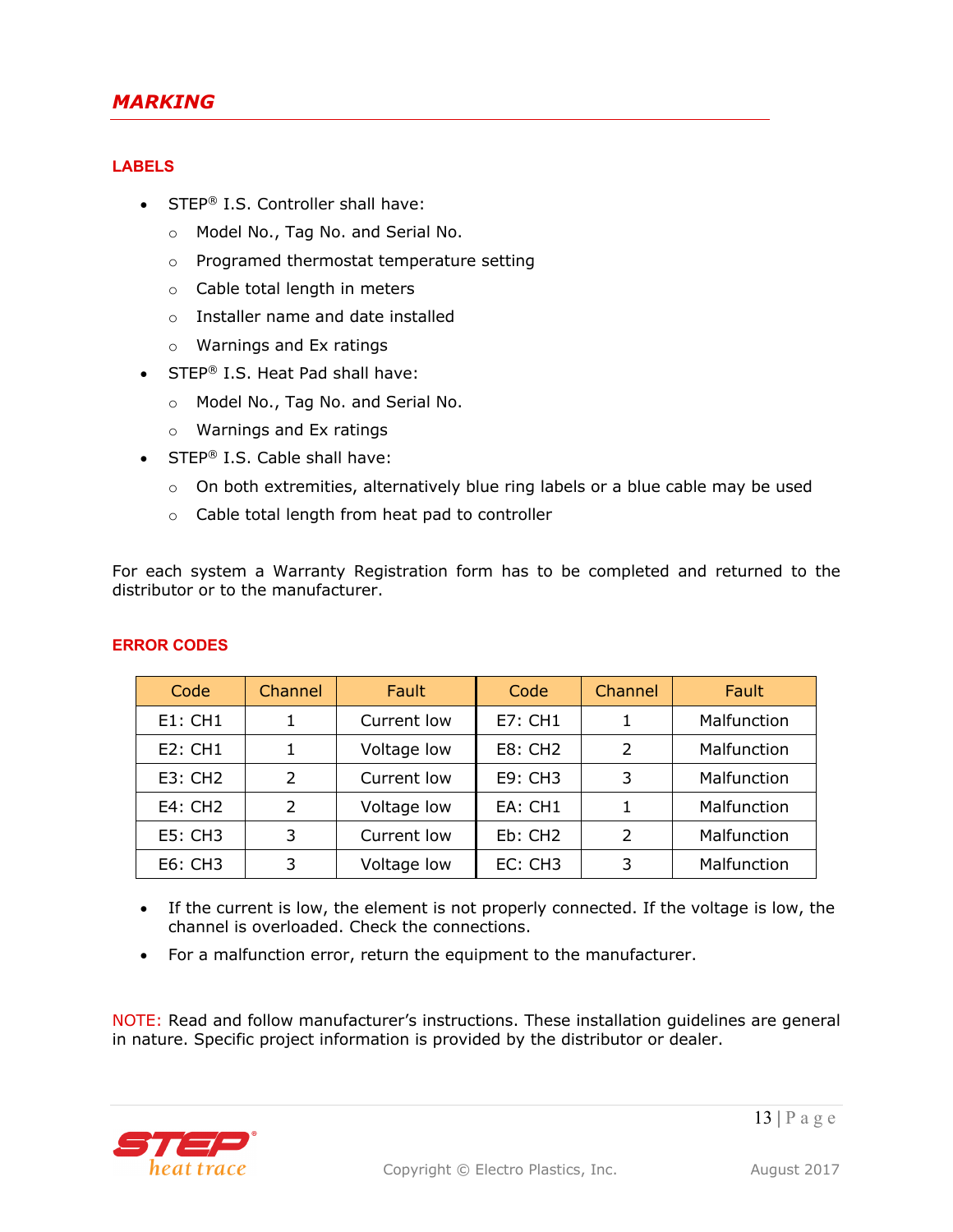# *MARKING*

## LABELS

- STEP® I.S. Controller shall have:
  - Model No., Tag No. and Serial No.
  - Programed thermostat temperature setting
  - Cable total length in meters
  - Installer name and date installed
  - Warnings and Ex ratings
- STEP® I.S. Heat Pad shall have:
  - Model No., Tag No. and Serial No.
  - Warnings and Ex ratings
- STEP® I.S. Cable shall have:
  - On both extremities, alternatively blue ring labels or a blue cable may be used
  - Cable total length from heat pad to controller

For each system a Warranty Registration form has to be completed and returned to the distributor or to the manufacturer.

## ERROR CODES

| Code | Channel | Fault | Code | Channel | Fault |
| --- | --- | --- | --- | --- | --- |
| E1: CH1 | 1 | Current low | E7: CH1 | 1 | Malfunction |
| E2: CH1 | 1 | Voltage low | E8: CH2 | 2 | Malfunction |
| E3: CH2 | 2 | Current low | E9: CH3 | 3 | Malfunction |
| E4: CH2 | 2 | Voltage low | EA: CH1 | 1 | Malfunction |
| E5: CH3 | 3 | Current low | Eb: CH2 | 2 | Malfunction |
| E6: CH3 | 3 | Voltage low | EC: CH3 | 3 | Malfunction |

- If the current is low, the element is not properly connected. If the voltage is low, the channel is overloaded. Check the connections.
- For a malfunction error, return the equipment to the manufacturer.

NOTE: Read and follow manufacturer's instructions. These installation guidelines are general in nature. Specific project information is provided by the distributor or dealer.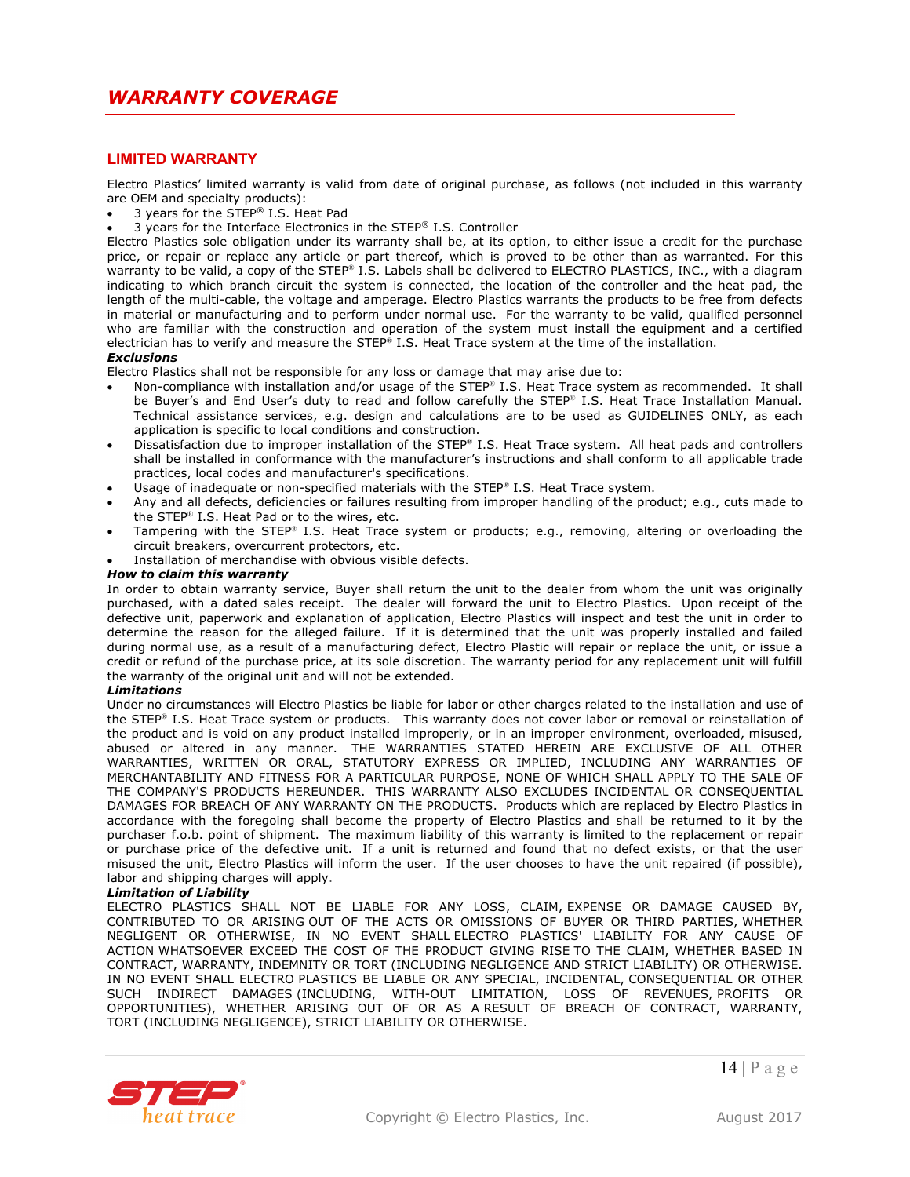# WARRANTY COVERAGE

## LIMITED WARRANTY

Electro Plastics' limited warranty is valid from date of original purchase, as follows (not included in this warranty are OEM and specialty products):

- 3 years for the STEP® I.S. Heat Pad
- 3 years for the Interface Electronics in the STEP® I.S. Controller

Electro Plastics sole obligation under its warranty shall be, at its option, to either issue a credit for the purchase price, or repair or replace any article or part thereof, which is proved to be other than as warranted. For this warranty to be valid, a copy of the STEP® I.S. Labels shall be delivered to ELECTRO PLASTICS, INC., with a diagram indicating to which branch circuit the system is connected, the location of the controller and the heat pad, the length of the multi-cable, the voltage and amperage. Electro Plastics warrants the products to be free from defects in material or manufacturing and to perform under normal use. For the warranty to be valid, qualified personnel who are familiar with the construction and operation of the system must install the equipment and a certified electrician has to verify and measure the STEP® I.S. Heat Trace system at the time of the installation.

***Exclusions***

Electro Plastics shall not be responsible for any loss or damage that may arise due to:

- Non-compliance with installation and/or usage of the STEP® I.S. Heat Trace system as recommended. It shall be Buyer's and End User's duty to read and follow carefully the STEP® I.S. Heat Trace Installation Manual. Technical assistance services, e.g. design and calculations are to be used as GUIDELINES ONLY, as each application is specific to local conditions and construction.
- Dissatisfaction due to improper installation of the STEP® I.S. Heat Trace system. All heat pads and controllers shall be installed in conformance with the manufacturer's instructions and shall conform to all applicable trade practices, local codes and manufacturer's specifications.
- Usage of inadequate or non-specified materials with the STEP® I.S. Heat Trace system.
- Any and all defects, deficiencies or failures resulting from improper handling of the product; e.g., cuts made to the STEP® I.S. Heat Pad or to the wires, etc.
- Tampering with the STEP® I.S. Heat Trace system or products; e.g., removing, altering or overloading the circuit breakers, overcurrent protectors, etc.
- Installation of merchandise with obvious visible defects.

***How to claim this warranty***

In order to obtain warranty service, Buyer shall return the unit to the dealer from whom the unit was originally purchased, with a dated sales receipt. The dealer will forward the unit to Electro Plastics. Upon receipt of the defective unit, paperwork and explanation of application, Electro Plastics will inspect and test the unit in order to determine the reason for the alleged failure. If it is determined that the unit was properly installed and failed during normal use, as a result of a manufacturing defect, Electro Plastic will repair or replace the unit, or issue a credit or refund of the purchase price, at its sole discretion. The warranty period for any replacement unit will fulfill the warranty of the original unit and will not be extended.

***Limitations***

Under no circumstances will Electro Plastics be liable for labor or other charges related to the installation and use of the STEP® I.S. Heat Trace system or products. This warranty does not cover labor or removal or reinstallation of the product and is void on any product installed improperly, or in an improper environment, overloaded, misused, abused or altered in any manner. THE WARRANTIES STATED HEREIN ARE EXCLUSIVE OF ALL OTHER WARRANTIES, WRITTEN OR ORAL, STATUTORY EXPRESS OR IMPLIED, INCLUDING ANY WARRANTIES OF MERCHANTABILITY AND FITNESS FOR A PARTICULAR PURPOSE, NONE OF WHICH SHALL APPLY TO THE SALE OF THE COMPANY'S PRODUCTS HEREUNDER. THIS WARRANTY ALSO EXCLUDES INCIDENTAL OR CONSEQUENTIAL DAMAGES FOR BREACH OF ANY WARRANTY ON THE PRODUCTS. Products which are replaced by Electro Plastics in accordance with the foregoing shall become the property of Electro Plastics and shall be returned to it by the purchaser f.o.b. point of shipment. The maximum liability of this warranty is limited to the replacement or repair or purchase price of the defective unit. If a unit is returned and found that no defect exists, or that the user misused the unit, Electro Plastics will inform the user. If the user chooses to have the unit repaired (if possible), labor and shipping charges will apply.

***Limitation of Liability***

ELECTRO PLASTICS SHALL NOT BE LIABLE FOR ANY LOSS, CLAIM, EXPENSE OR DAMAGE CAUSED BY, CONTRIBUTED TO OR ARISING OUT OF THE ACTS OR OMISSIONS OF BUYER OR THIRD PARTIES, WHETHER NEGLIGENT OR OTHERWISE, IN NO EVENT SHALL ELECTRO PLASTICS' LIABILITY FOR ANY CAUSE OF ACTION WHATSOEVER EXCEED THE COST OF THE PRODUCT GIVING RISE TO THE CLAIM, WHETHER BASED IN CONTRACT, WARRANTY, INDEMNITY OR TORT (INCLUDING NEGLIGENCE AND STRICT LIABILITY) OR OTHERWISE. IN NO EVENT SHALL ELECTRO PLASTICS BE LIABLE OR ANY SPECIAL, INCIDENTAL, CONSEQUENTIAL OR OTHER SUCH INDIRECT DAMAGES (INCLUDING, WITH-OUT LIMITATION, LOSS OF REVENUES, PROFITS OR OPPORTUNITIES), WHETHER ARISING OUT OF OR AS A RESULT OF BREACH OF CONTRACT, WARRANTY, TORT (INCLUDING NEGLIGENCE), STRICT LIABILITY OR OTHERWISE.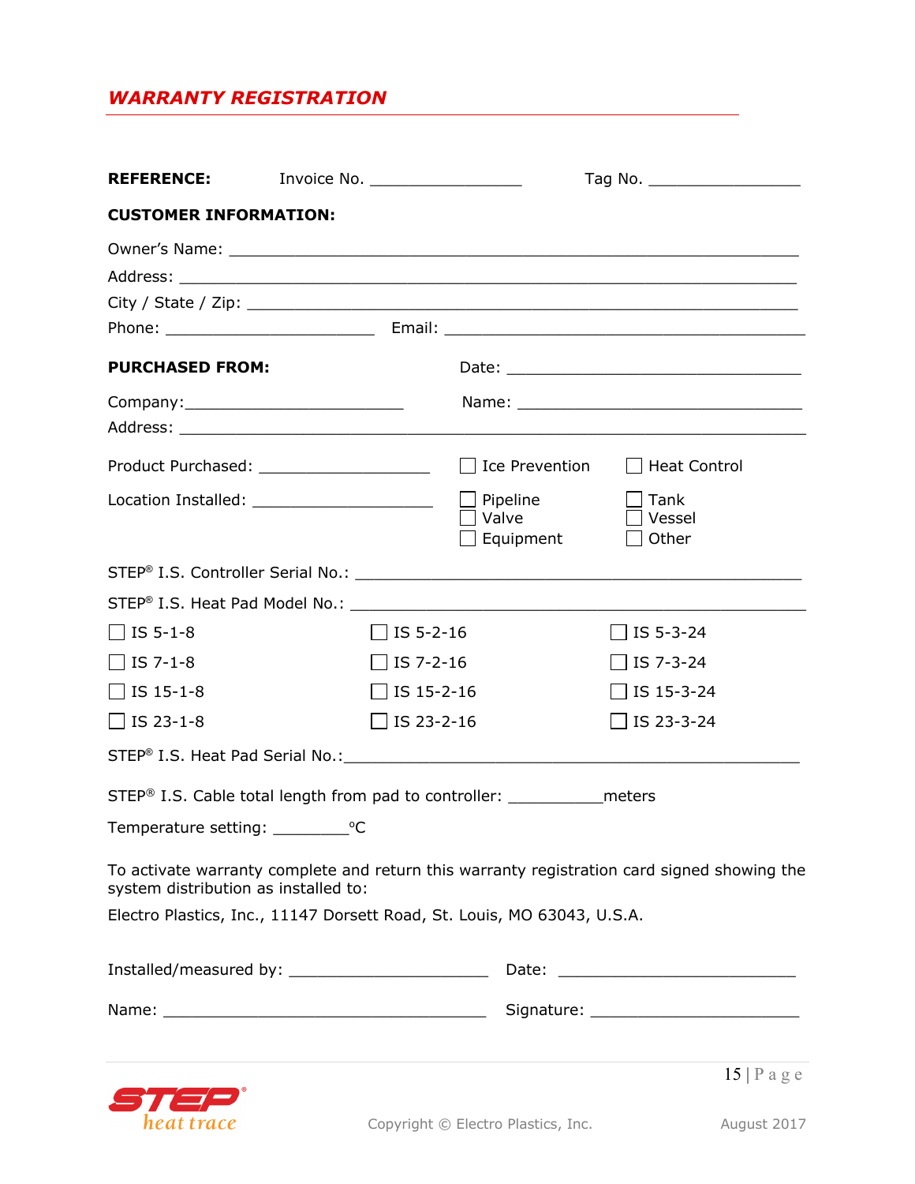## *WARRANTY REGISTRATION*

**REFERENCE:** Invoice No. _________________ Tag No. _________________

**CUSTOMER INFORMATION:**

Owner's Name: ______________________________________________________________

Address: __________________________________________________________________

City / State / Zip: ___________________________________________________________

Phone: _______________________ Email: ____________________________________

**PURCHASED FROM:** Date: _______________________________

Company: _________________________ Name: _______________________________

Address: __________________________________________________________________

Product Purchased: ___________________ ☐ Ice Prevention ☐ Heat Control

Location Installed: ___________________ ☐ Pipeline ☐ Tank ☐ Valve ☐ Vessel ☐ Equipment ☐ Other

STEP® I.S. Controller Serial No.: ______________________________________________

STEP® I.S. Heat Pad Model No.: ______________________________________________

☐ IS 5-1-8 ☐ IS 5-2-16 ☐ IS 5-3-24

☐ IS 7-1-8 ☐ IS 7-2-16 ☐ IS 7-3-24

☐ IS 15-1-8 ☐ IS 15-2-16 ☐ IS 15-3-24

☐ IS 23-1-8 ☐ IS 23-2-16 ☐ IS 23-3-24

STEP® I.S. Heat Pad Serial No.: ______________________________________________

STEP® I.S. Cable total length from pad to controller: ___________meters

Temperature setting: _________°C

To activate warranty complete and return this warranty registration card signed showing the system distribution as installed to:

Electro Plastics, Inc., 11147 Dorsett Road, St. Louis, MO 63043, U.S.A.

Installed/measured by: _______________________ Date: ___________________________

Name: _____________________________________ Signature: ______________________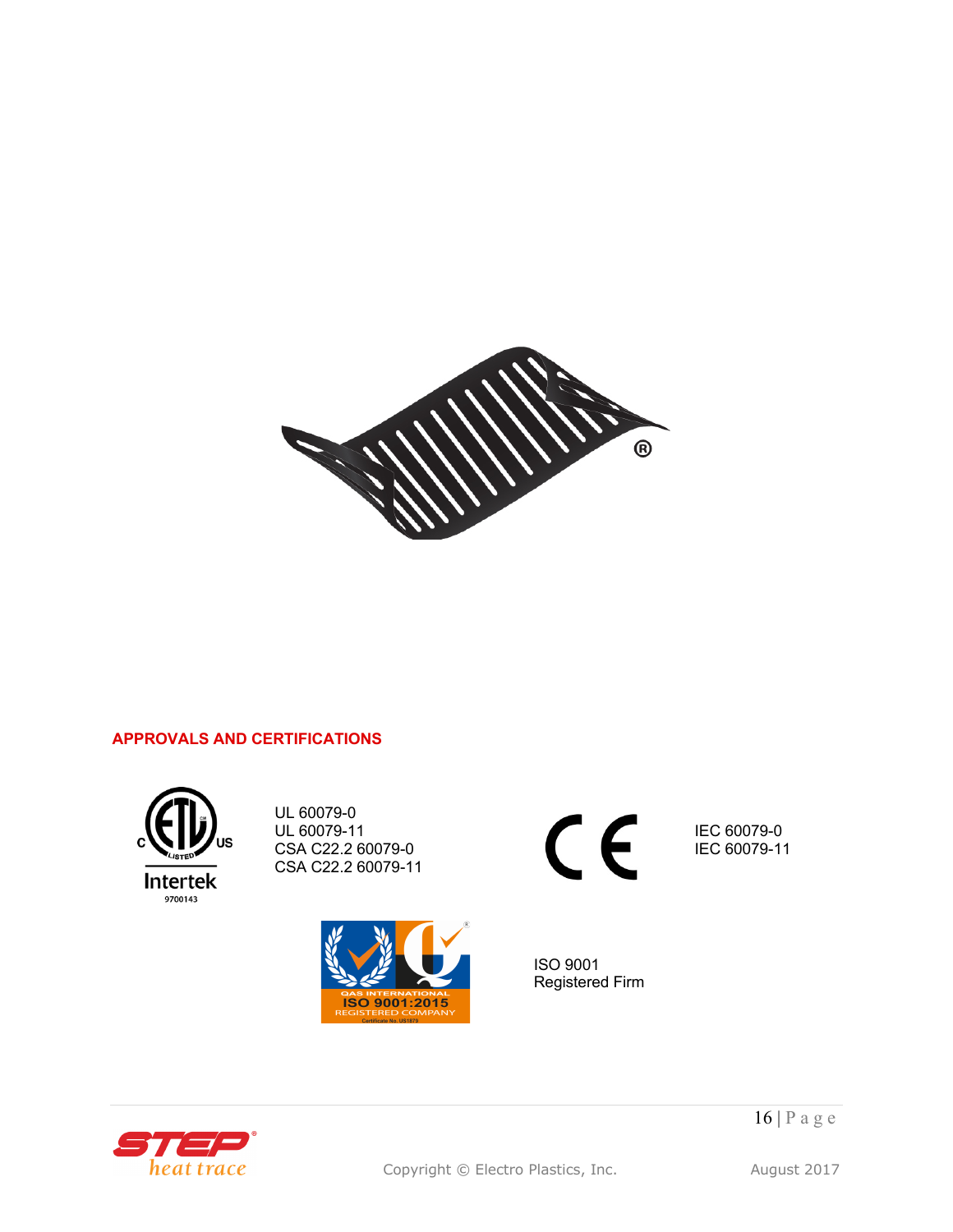## APPROVALS AND CERTIFICATIONS

UL 60079-0
UL 60079-11
CSA C22.2 60079-0
CSA C22.2 60079-11

IEC 60079-0
IEC 60079-11

ISO 9001
Registered Firm

Copyright © Electro Plastics, Inc.

August 2017